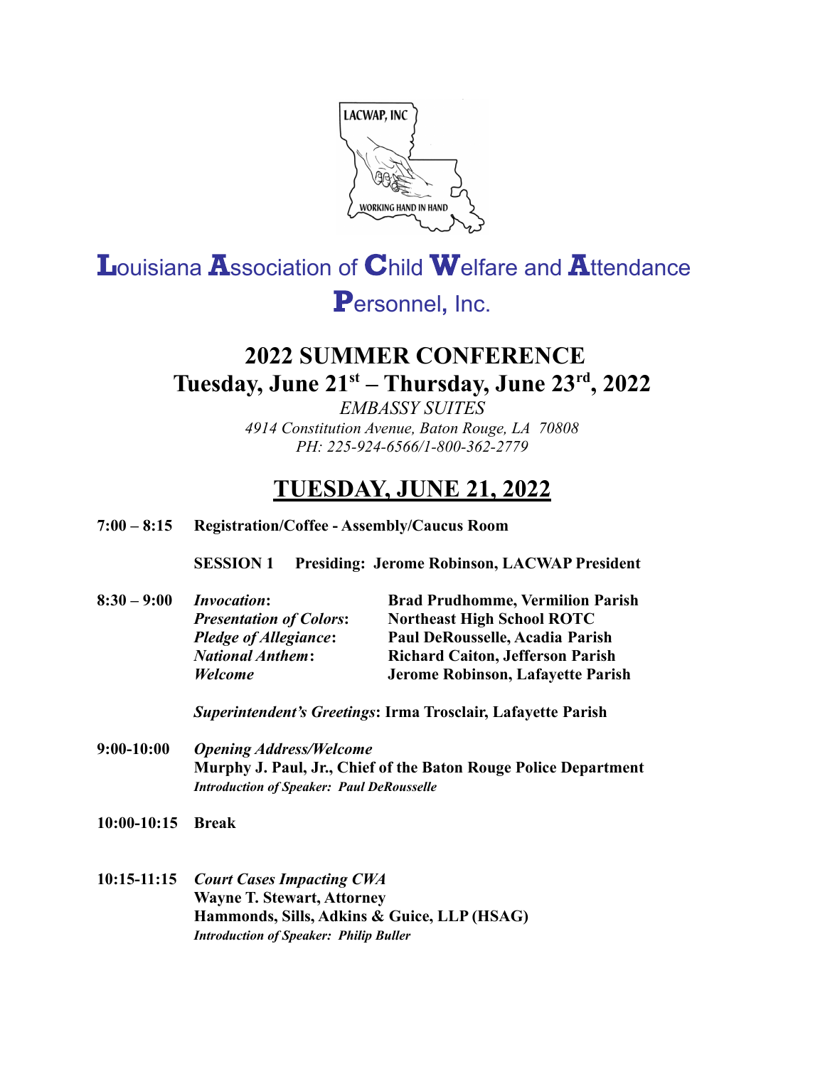LACWAP, INC

WORKING HAND IN HAND

# Louisiana Association of Child Welfare and Attendance Personnel, Inc.

## 2022 SUMMER CONFERENCE
## Tuesday, June 21st – Thursday, June 23rd, 2022

*EMBASSY SUITES*
*4914 Constitution Avenue, Baton Rouge, LA 70808*
*PH: 225-924-6566/1-800-362-2779*

## TUESDAY, JUNE 21, 2022

**7:00 – 8:15** **Registration/Coffee - Assembly/Caucus Room**

**SESSION 1 Presiding: Jerome Robinson, LACWAP President**

**8:30 – 9:00**

| | |
|---|---|
| ***Invocation*:** | **Brad Prudhomme, Vermilion Parish** |
| ***Presentation of Colors*:** | **Northeast High School ROTC** |
| ***Pledge of Allegiance*:** | **Paul DeRousselle, Acadia Parish** |
| ***National Anthem*:** | **Richard Caiton, Jefferson Parish** |
| ***Welcome*** | **Jerome Robinson, Lafayette Parish** |

***Superintendent's Greetings*: Irma Trosclair, Lafayette Parish**

**9:00-10:00** ***Opening Address/Welcome***
**Murphy J. Paul, Jr., Chief of the Baton Rouge Police Department**
***Introduction of Speaker: Paul DeRousselle***

**10:00-10:15** **Break**

**10:15-11:15** ***Court Cases Impacting CWA***
**Wayne T. Stewart, Attorney**
**Hammonds, Sills, Adkins & Guice, LLP (HSAG)**
***Introduction of Speaker: Philip Buller***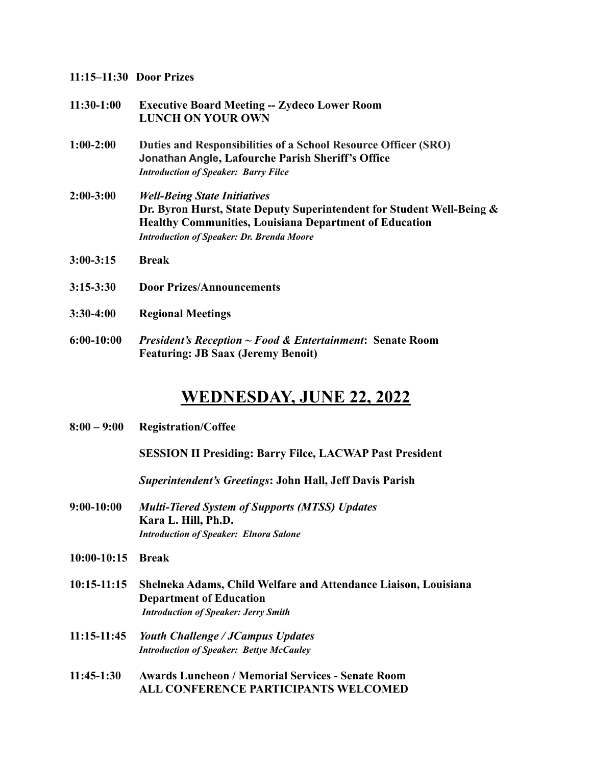**11:15–11:30 Door Prizes**

**11:30-1:00 Executive Board Meeting -- Zydeco Lower Room**
**LUNCH ON YOUR OWN**

**1:00-2:00 Duties and Responsibilities of a School Resource Officer (SRO)**
**Jonathan Angle, Lafourche Parish Sheriff's Office**
***Introduction of Speaker: Barry Filce***

**2:00-3:00** ***Well-Being State Initiatives***
**Dr. Byron Hurst, State Deputy Superintendent for Student Well-Being & Healthy Communities, Louisiana Department of Education**
***Introduction of Speaker: Dr. Brenda Moore***

**3:00-3:15 Break**

**3:15-3:30 Door Prizes/Announcements**

**3:30-4:00 Regional Meetings**

**6:00-10:00** ***President's Reception ~ Food & Entertainment*****: Senate Room**
**Featuring: JB Saax (Jeremy Benoit)**

## WEDNESDAY, JUNE 22, 2022

**8:00 – 9:00 Registration/Coffee**

**SESSION II Presiding: Barry Filce, LACWAP Past President**

***Superintendent's Greetings*****: John Hall, Jeff Davis Parish**

**9:00-10:00** ***Multi-Tiered System of Supports (MTSS) Updates***
**Kara L. Hill, Ph.D.**
***Introduction of Speaker: Elnora Salone***

**10:00-10:15 Break**

**10:15-11:15 Shelneka Adams, Child Welfare and Attendance Liaison, Louisiana Department of Education**
***Introduction of Speaker: Jerry Smith***

**11:15-11:45** ***Youth Challenge / JCampus Updates***
***Introduction of Speaker: Bettye McCauley***

**11:45-1:30 Awards Luncheon / Memorial Services - Senate Room**
**ALL CONFERENCE PARTICIPANTS WELCOMED**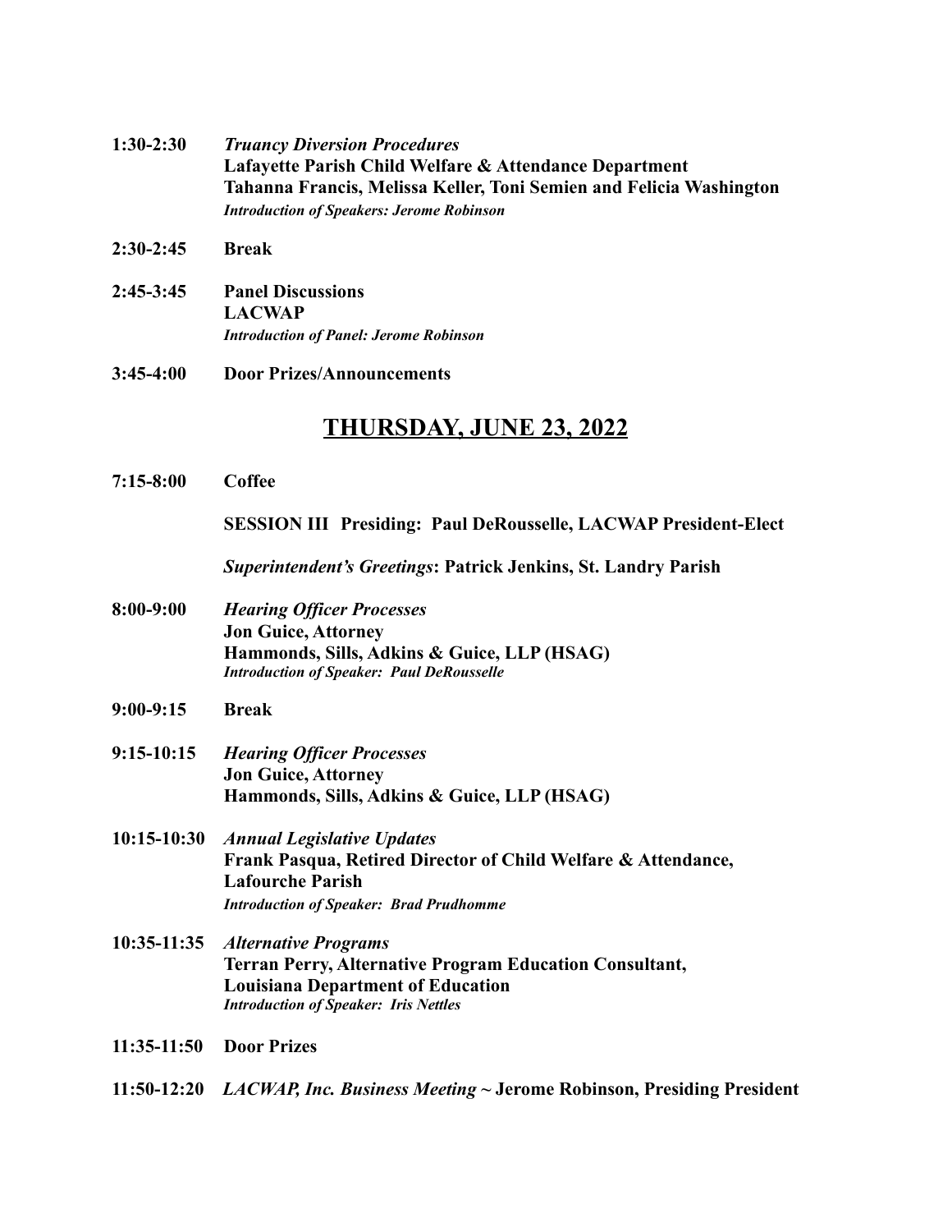**1:30-2:30** ***Truancy Diversion Procedures***
**Lafayette Parish Child Welfare & Attendance Department**
**Tahanna Francis, Melissa Keller, Toni Semien and Felicia Washington**
***Introduction of Speakers: Jerome Robinson***

**2:30-2:45** **Break**

**2:45-3:45** **Panel Discussions**
**LACWAP**
***Introduction of Panel: Jerome Robinson***

**3:45-4:00** **Door Prizes/Announcements**

## THURSDAY, JUNE 23, 2022

**7:15-8:00** **Coffee**

**SESSION III Presiding: Paul DeRousselle, LACWAP President-Elect**

***Superintendent's Greetings*: Patrick Jenkins, St. Landry Parish**

**8:00-9:00** ***Hearing Officer Processes***
**Jon Guice, Attorney**
**Hammonds, Sills, Adkins & Guice, LLP (HSAG)**
***Introduction of Speaker: Paul DeRousselle***

**9:00-9:15** **Break**

**9:15-10:15** ***Hearing Officer Processes***
**Jon Guice, Attorney**
**Hammonds, Sills, Adkins & Guice, LLP (HSAG)**

**10:15-10:30** ***Annual Legislative Updates***
**Frank Pasqua, Retired Director of Child Welfare & Attendance, Lafourche Parish**
***Introduction of Speaker: Brad Prudhomme***

**10:35-11:35** ***Alternative Programs***
**Terran Perry, Alternative Program Education Consultant, Louisiana Department of Education**
***Introduction of Speaker: Iris Nettles***

**11:35-11:50** **Door Prizes**

**11:50-12:20** ***LACWAP, Inc. Business Meeting*** **~ Jerome Robinson, Presiding President**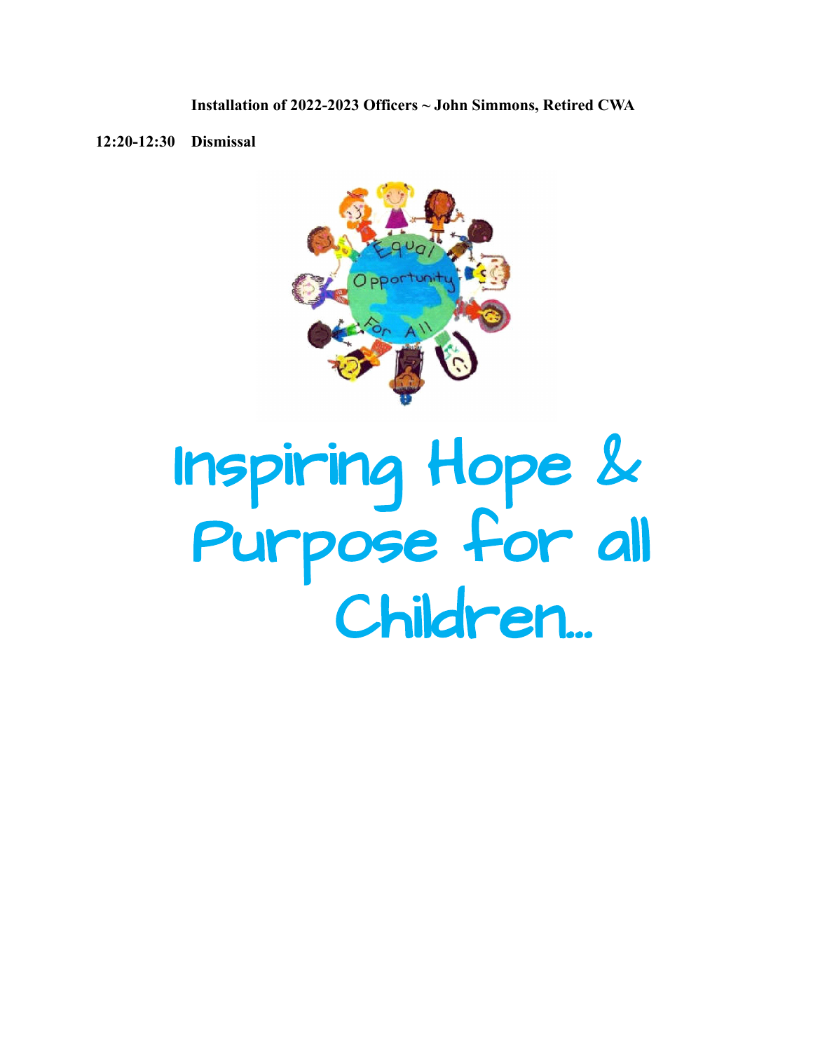**Installation of 2022-2023 Officers ~ John Simmons, Retired CWA**

**12:20-12:30 Dismissal**

Inspiring Hope & Purpose for all Children...